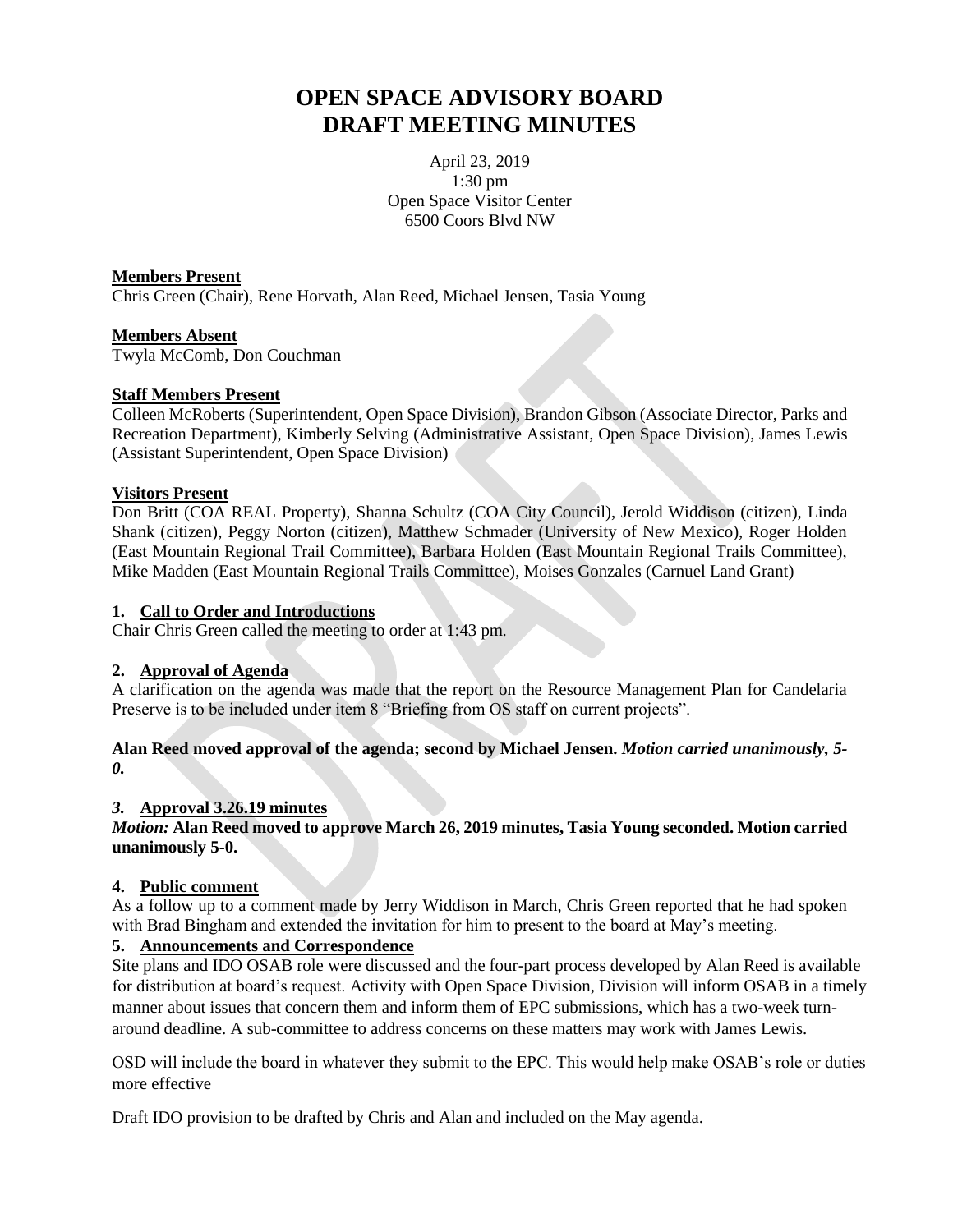# OPEN SPACE ADVISORY BOARD
# DRAFT MEETING MINUTES

April 23, 2019
1:30 pm
Open Space Visitor Center
6500 Coors Blvd NW

**Members Present**
Chris Green (Chair), Rene Horvath, Alan Reed, Michael Jensen, Tasia Young

**Members Absent**
Twyla McComb, Don Couchman

**Staff Members Present**
Colleen McRoberts (Superintendent, Open Space Division), Brandon Gibson (Associate Director, Parks and Recreation Department), Kimberly Selving (Administrative Assistant, Open Space Division), James Lewis (Assistant Superintendent, Open Space Division)

**Visitors Present**
Don Britt (COA REAL Property), Shanna Schultz (COA City Council), Jerold Widdison (citizen), Linda Shank (citizen), Peggy Norton (citizen), Matthew Schmader (University of New Mexico), Roger Holden (East Mountain Regional Trail Committee), Barbara Holden (East Mountain Regional Trails Committee), Mike Madden (East Mountain Regional Trails Committee), Moises Gonzales (Carnuel Land Grant)

**1. Call to Order and Introductions**
Chair Chris Green called the meeting to order at 1:43 pm.

**2. Approval of Agenda**
A clarification on the agenda was made that the report on the Resource Management Plan for Candelaria Preserve is to be included under item 8 "Briefing from OS staff on current projects".

**Alan Reed moved approval of the agenda; second by Michael Jensen.** ***Motion carried unanimously, 5-0.***

***3.* Approval 3.26.19 minutes**
***Motion:*** **Alan Reed moved to approve March 26, 2019 minutes, Tasia Young seconded. Motion carried unanimously 5-0.**

**4. Public comment**
As a follow up to a comment made by Jerry Widdison in March, Chris Green reported that he had spoken with Brad Bingham and extended the invitation for him to present to the board at May's meeting.

**5. Announcements and Correspondence**
Site plans and IDO OSAB role were discussed and the four-part process developed by Alan Reed is available for distribution at board's request. Activity with Open Space Division, Division will inform OSAB in a timely manner about issues that concern them and inform them of EPC submissions, which has a two-week turn-around deadline. A sub-committee to address concerns on these matters may work with James Lewis.

OSD will include the board in whatever they submit to the EPC. This would help make OSAB's role or duties more effective

Draft IDO provision to be drafted by Chris and Alan and included on the May agenda.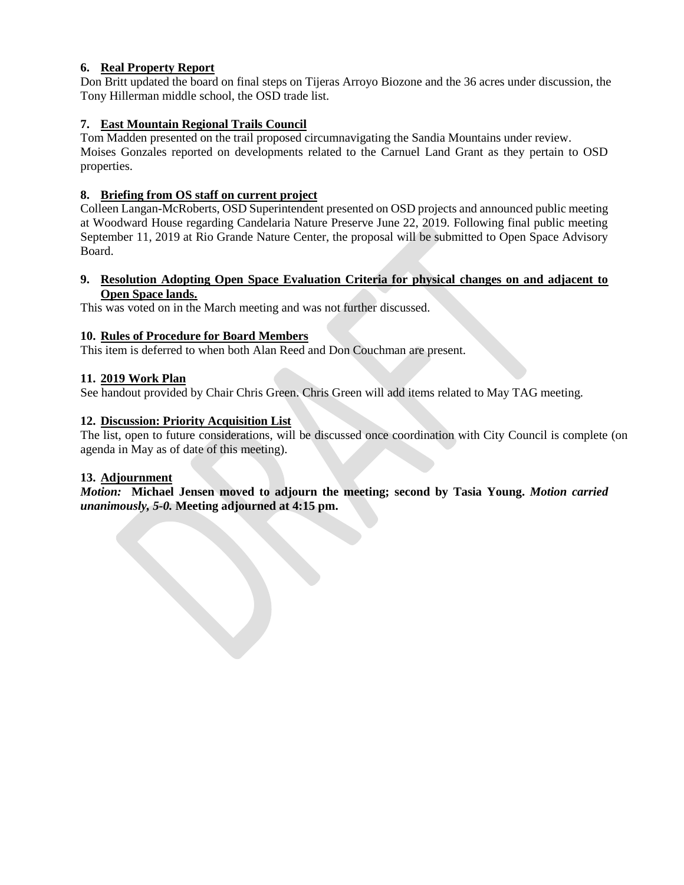**6. Real Property Report**

Don Britt updated the board on final steps on Tijeras Arroyo Biozone and the 36 acres under discussion, the Tony Hillerman middle school, the OSD trade list.

**7. East Mountain Regional Trails Council**

Tom Madden presented on the trail proposed circumnavigating the Sandia Mountains under review.
Moises Gonzales reported on developments related to the Carnuel Land Grant as they pertain to OSD properties.

**8. Briefing from OS staff on current project**

Colleen Langan-McRoberts, OSD Superintendent presented on OSD projects and announced public meeting at Woodward House regarding Candelaria Nature Preserve June 22, 2019. Following final public meeting September 11, 2019 at Rio Grande Nature Center, the proposal will be submitted to Open Space Advisory Board.

**9. Resolution Adopting Open Space Evaluation Criteria for physical changes on and adjacent to Open Space lands.**

This was voted on in the March meeting and was not further discussed.

**10. Rules of Procedure for Board Members**

This item is deferred to when both Alan Reed and Don Couchman are present.

**11. 2019 Work Plan**

See handout provided by Chair Chris Green. Chris Green will add items related to May TAG meeting.

**12. Discussion: Priority Acquisition List**

The list, open to future considerations, will be discussed once coordination with City Council is complete (on agenda in May as of date of this meeting).

**13. Adjournment**

***Motion:*** **Michael Jensen moved to adjourn the meeting; second by Tasia Young.** ***Motion carried unanimously, 5-0.*** **Meeting adjourned at 4:15 pm.**